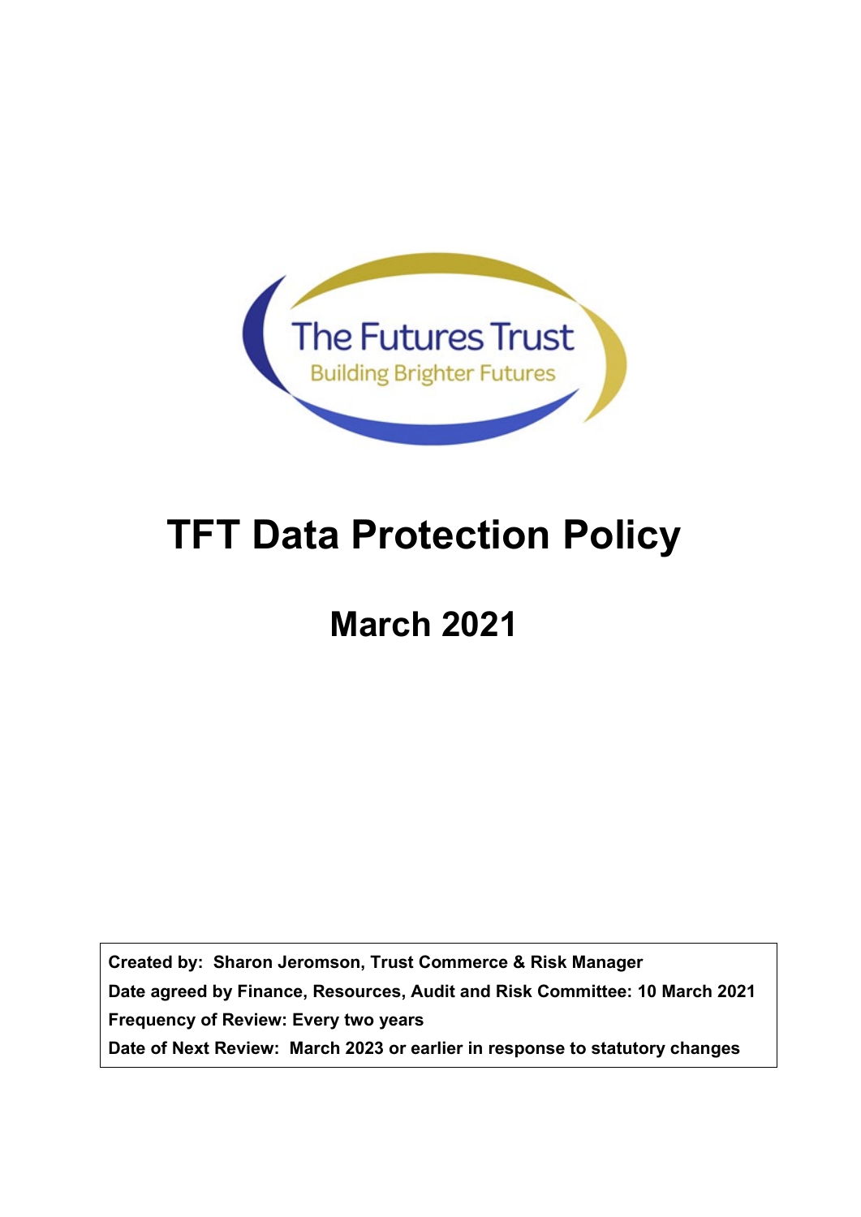The Futures Trust

Building Brighter Futures

# TFT Data Protection Policy

## March 2021

**Created by: Sharon Jeromson, Trust Commerce & Risk Manager**

**Date agreed by Finance, Resources, Audit and Risk Committee: 10 March 2021**

**Frequency of Review: Every two years**

**Date of Next Review: March 2023 or earlier in response to statutory changes**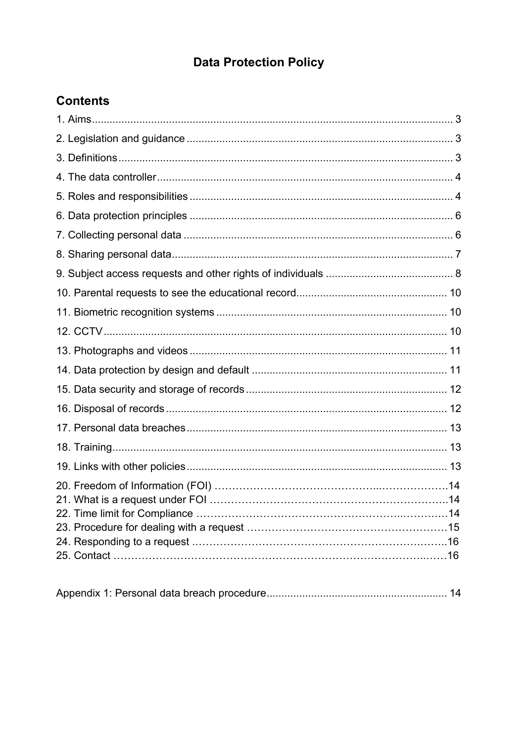# Data Protection Policy

## Contents

1. Aims ..... 3
2. Legislation and guidance ..... 3
3. Definitions ..... 3
4. The data controller ..... 4
5. Roles and responsibilities ..... 4
6. Data protection principles ..... 6
7. Collecting personal data ..... 6
8. Sharing personal data ..... 7
9. Subject access requests and other rights of individuals ..... 8
10. Parental requests to see the educational record ..... 10
11. Biometric recognition systems ..... 10
12. CCTV ..... 10
13. Photographs and videos ..... 11
14. Data protection by design and default ..... 11
15. Data security and storage of records ..... 12
16. Disposal of records ..... 12
17. Personal data breaches ..... 13
18. Training ..... 13
19. Links with other policies ..... 13
20. Freedom of Information (FOI) ..... 14
21. What is a request under FOI ..... 14
22. Time limit for Compliance ..... 14
23. Procedure for dealing with a request ..... 15
24. Responding to a request ..... 16
25. Contact ..... 16

Appendix 1: Personal data breach procedure ..... 14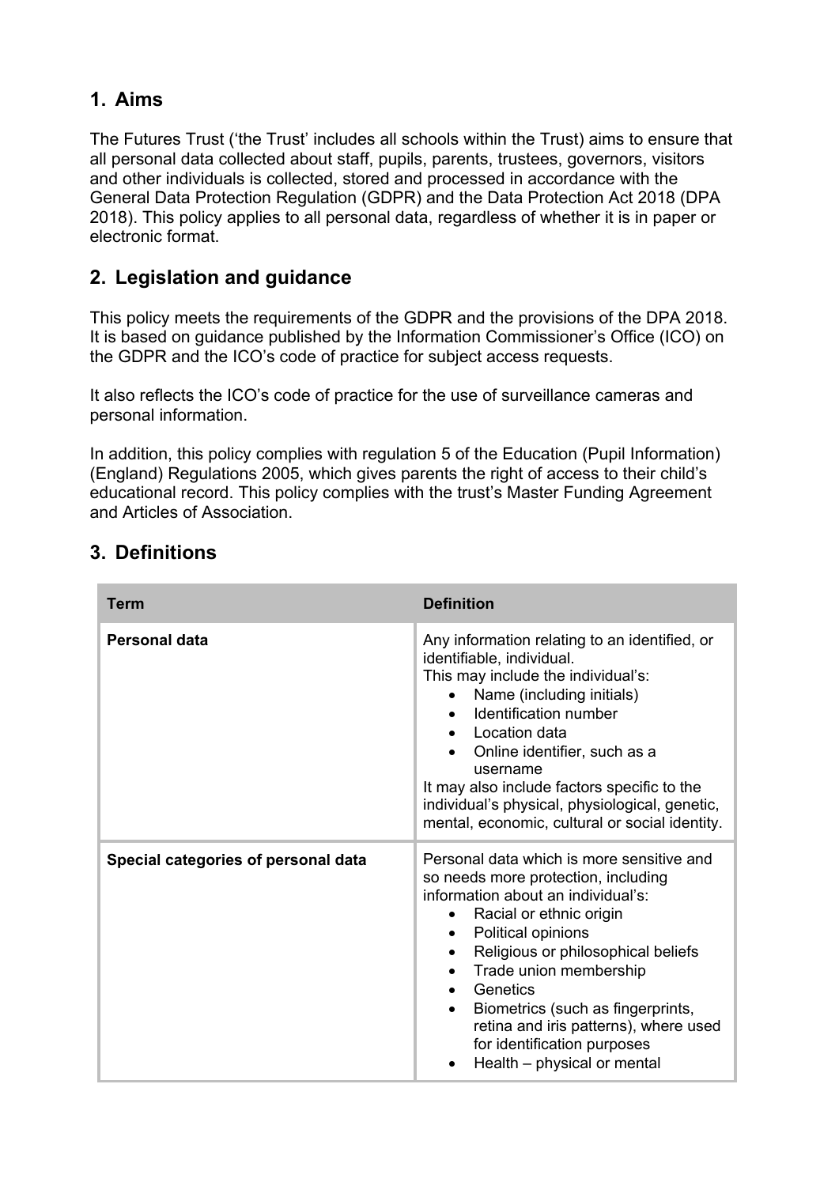## 1. Aims

The Futures Trust ('the Trust' includes all schools within the Trust) aims to ensure that all personal data collected about staff, pupils, parents, trustees, governors, visitors and other individuals is collected, stored and processed in accordance with the General Data Protection Regulation (GDPR) and the Data Protection Act 2018 (DPA 2018). This policy applies to all personal data, regardless of whether it is in paper or electronic format.

## 2. Legislation and guidance

This policy meets the requirements of the GDPR and the provisions of the DPA 2018. It is based on guidance published by the Information Commissioner's Office (ICO) on the GDPR and the ICO's code of practice for subject access requests.

It also reflects the ICO's code of practice for the use of surveillance cameras and personal information.

In addition, this policy complies with regulation 5 of the Education (Pupil Information) (England) Regulations 2005, which gives parents the right of access to their child's educational record. This policy complies with the trust's Master Funding Agreement and Articles of Association.

## 3. Definitions

| Term | Definition |
|---|---|
| **Personal data** | Any information relating to an identified, or identifiable, individual.<br>This may include the individual's:<br>• Name (including initials)<br>• Identification number<br>• Location data<br>• Online identifier, such as a username<br>It may also include factors specific to the individual's physical, physiological, genetic, mental, economic, cultural or social identity. |
| **Special categories of personal data** | Personal data which is more sensitive and so needs more protection, including information about an individual's:<br>• Racial or ethnic origin<br>• Political opinions<br>• Religious or philosophical beliefs<br>• Trade union membership<br>• Genetics<br>• Biometrics (such as fingerprints, retina and iris patterns), where used for identification purposes<br>• Health – physical or mental |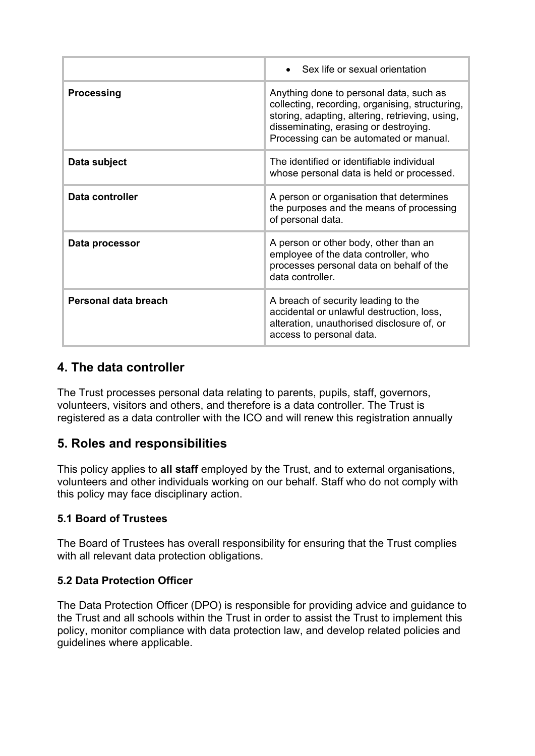| | |
|---|---|
| | • Sex life or sexual orientation |
| **Processing** | Anything done to personal data, such as collecting, recording, organising, structuring, storing, adapting, altering, retrieving, using, disseminating, erasing or destroying. Processing can be automated or manual. |
| **Data subject** | The identified or identifiable individual whose personal data is held or processed. |
| **Data controller** | A person or organisation that determines the purposes and the means of processing of personal data. |
| **Data processor** | A person or other body, other than an employee of the data controller, who processes personal data on behalf of the data controller. |
| **Personal data breach** | A breach of security leading to the accidental or unlawful destruction, loss, alteration, unauthorised disclosure of, or access to personal data. |

## 4. The data controller

The Trust processes personal data relating to parents, pupils, staff, governors, volunteers, visitors and others, and therefore is a data controller. The Trust is registered as a data controller with the ICO and will renew this registration annually

## 5. Roles and responsibilities

This policy applies to **all staff** employed by the Trust, and to external organisations, volunteers and other individuals working on our behalf. Staff who do not comply with this policy may face disciplinary action.

### 5.1 Board of Trustees

The Board of Trustees has overall responsibility for ensuring that the Trust complies with all relevant data protection obligations.

### 5.2 Data Protection Officer

The Data Protection Officer (DPO) is responsible for providing advice and guidance to the Trust and all schools within the Trust in order to assist the Trust to implement this policy, monitor compliance with data protection law, and develop related policies and guidelines where applicable.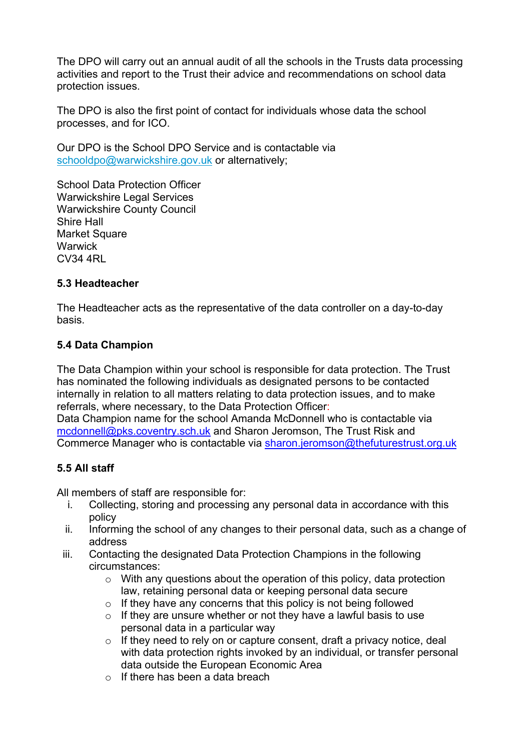The DPO will carry out an annual audit of all the schools in the Trusts data processing activities and report to the Trust their advice and recommendations on school data protection issues.

The DPO is also the first point of contact for individuals whose data the school processes, and for ICO.

Our DPO is the School DPO Service and is contactable via schooldpo@warwickshire.gov.uk or alternatively;

School Data Protection Officer  
Warwickshire Legal Services  
Warwickshire County Council  
Shire Hall  
Market Square  
Warwick  
CV34 4RL

**5.3 Headteacher**

The Headteacher acts as the representative of the data controller on a day-to-day basis.

**5.4 Data Champion**

The Data Champion within your school is responsible for data protection. The Trust has nominated the following individuals as designated persons to be contacted internally in relation to all matters relating to data protection issues, and to make referrals, where necessary, to the Data Protection Officer:  
Data Champion name for the school Amanda McDonnell who is contactable via mcdonnell@pks.coventry.sch.uk and Sharon Jeromson, The Trust Risk and Commerce Manager who is contactable via sharon.jeromson@thefuturestrust.org.uk

**5.5 All staff**

All members of staff are responsible for:

i. Collecting, storing and processing any personal data in accordance with this policy
ii. Informing the school of any changes to their personal data, such as a change of address
iii. Contacting the designated Data Protection Champions in the following circumstances:
    - With any questions about the operation of this policy, data protection law, retaining personal data or keeping personal data secure
    - If they have any concerns that this policy is not being followed
    - If they are unsure whether or not they have a lawful basis to use personal data in a particular way
    - If they need to rely on or capture consent, draft a privacy notice, deal with data protection rights invoked by an individual, or transfer personal data outside the European Economic Area
    - If there has been a data breach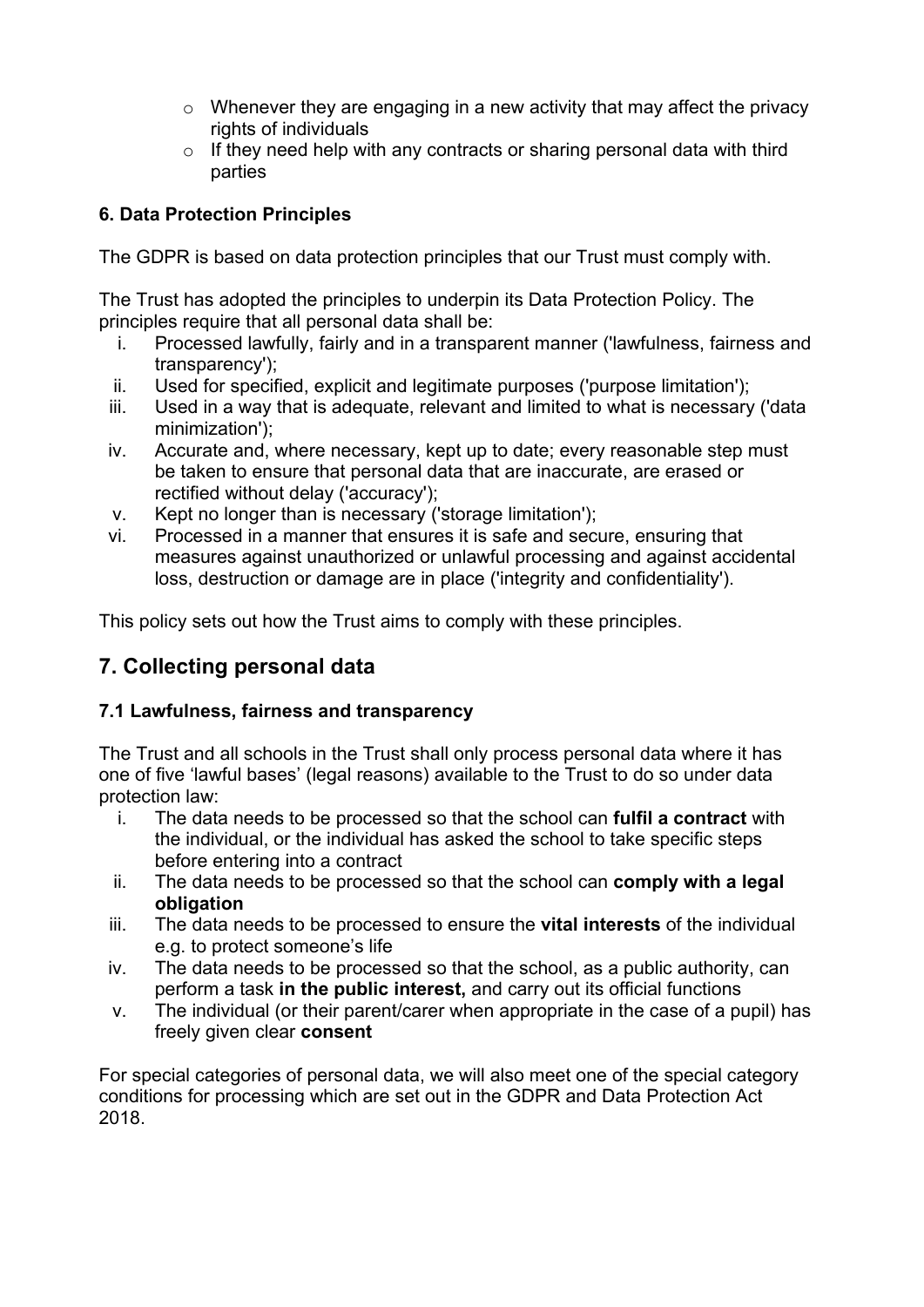- Whenever they are engaging in a new activity that may affect the privacy rights of individuals
- If they need help with any contracts or sharing personal data with third parties

### 6. Data Protection Principles

The GDPR is based on data protection principles that our Trust must comply with.

The Trust has adopted the principles to underpin its Data Protection Policy. The principles require that all personal data shall be:

i. Processed lawfully, fairly and in a transparent manner ('lawfulness, fairness and transparency');
ii. Used for specified, explicit and legitimate purposes ('purpose limitation');
iii. Used in a way that is adequate, relevant and limited to what is necessary ('data minimization');
iv. Accurate and, where necessary, kept up to date; every reasonable step must be taken to ensure that personal data that are inaccurate, are erased or rectified without delay ('accuracy');
v. Kept no longer than is necessary ('storage limitation');
vi. Processed in a manner that ensures it is safe and secure, ensuring that measures against unauthorized or unlawful processing and against accidental loss, destruction or damage are in place ('integrity and confidentiality').

This policy sets out how the Trust aims to comply with these principles.

## 7. Collecting personal data

### 7.1 Lawfulness, fairness and transparency

The Trust and all schools in the Trust shall only process personal data where it has one of five 'lawful bases' (legal reasons) available to the Trust to do so under data protection law:

i. The data needs to be processed so that the school can **fulfil a contract** with the individual, or the individual has asked the school to take specific steps before entering into a contract
ii. The data needs to be processed so that the school can **comply with a legal obligation**
iii. The data needs to be processed to ensure the **vital interests** of the individual e.g. to protect someone's life
iv. The data needs to be processed so that the school, as a public authority, can perform a task **in the public interest,** and carry out its official functions
v. The individual (or their parent/carer when appropriate in the case of a pupil) has freely given clear **consent**

For special categories of personal data, we will also meet one of the special category conditions for processing which are set out in the GDPR and Data Protection Act 2018.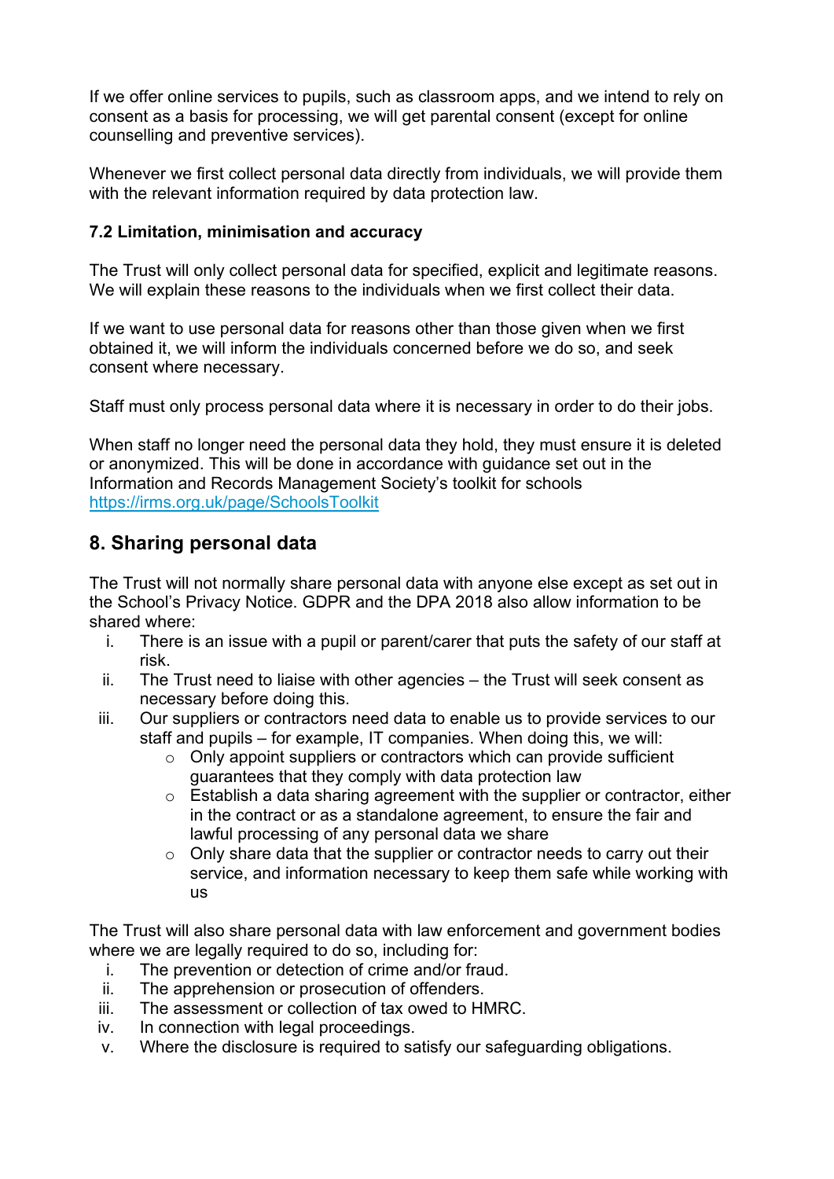If we offer online services to pupils, such as classroom apps, and we intend to rely on consent as a basis for processing, we will get parental consent (except for online counselling and preventive services).

Whenever we first collect personal data directly from individuals, we will provide them with the relevant information required by data protection law.

### 7.2 Limitation, minimisation and accuracy

The Trust will only collect personal data for specified, explicit and legitimate reasons. We will explain these reasons to the individuals when we first collect their data.

If we want to use personal data for reasons other than those given when we first obtained it, we will inform the individuals concerned before we do so, and seek consent where necessary.

Staff must only process personal data where it is necessary in order to do their jobs.

When staff no longer need the personal data they hold, they must ensure it is deleted or anonymized. This will be done in accordance with guidance set out in the Information and Records Management Society's toolkit for schools [https://irms.org.uk/page/SchoolsToolkit](https://irms.org.uk/page/SchoolsToolkit)

## 8. Sharing personal data

The Trust will not normally share personal data with anyone else except as set out in the School's Privacy Notice. GDPR and the DPA 2018 also allow information to be shared where:

i. There is an issue with a pupil or parent/carer that puts the safety of our staff at risk.
ii. The Trust need to liaise with other agencies – the Trust will seek consent as necessary before doing this.
iii. Our suppliers or contractors need data to enable us to provide services to our staff and pupils – for example, IT companies. When doing this, we will:
    - Only appoint suppliers or contractors which can provide sufficient guarantees that they comply with data protection law
    - Establish a data sharing agreement with the supplier or contractor, either in the contract or as a standalone agreement, to ensure the fair and lawful processing of any personal data we share
    - Only share data that the supplier or contractor needs to carry out their service, and information necessary to keep them safe while working with us

The Trust will also share personal data with law enforcement and government bodies where we are legally required to do so, including for:

i. The prevention or detection of crime and/or fraud.
ii. The apprehension or prosecution of offenders.
iii. The assessment or collection of tax owed to HMRC.
iv. In connection with legal proceedings.
v. Where the disclosure is required to satisfy our safeguarding obligations.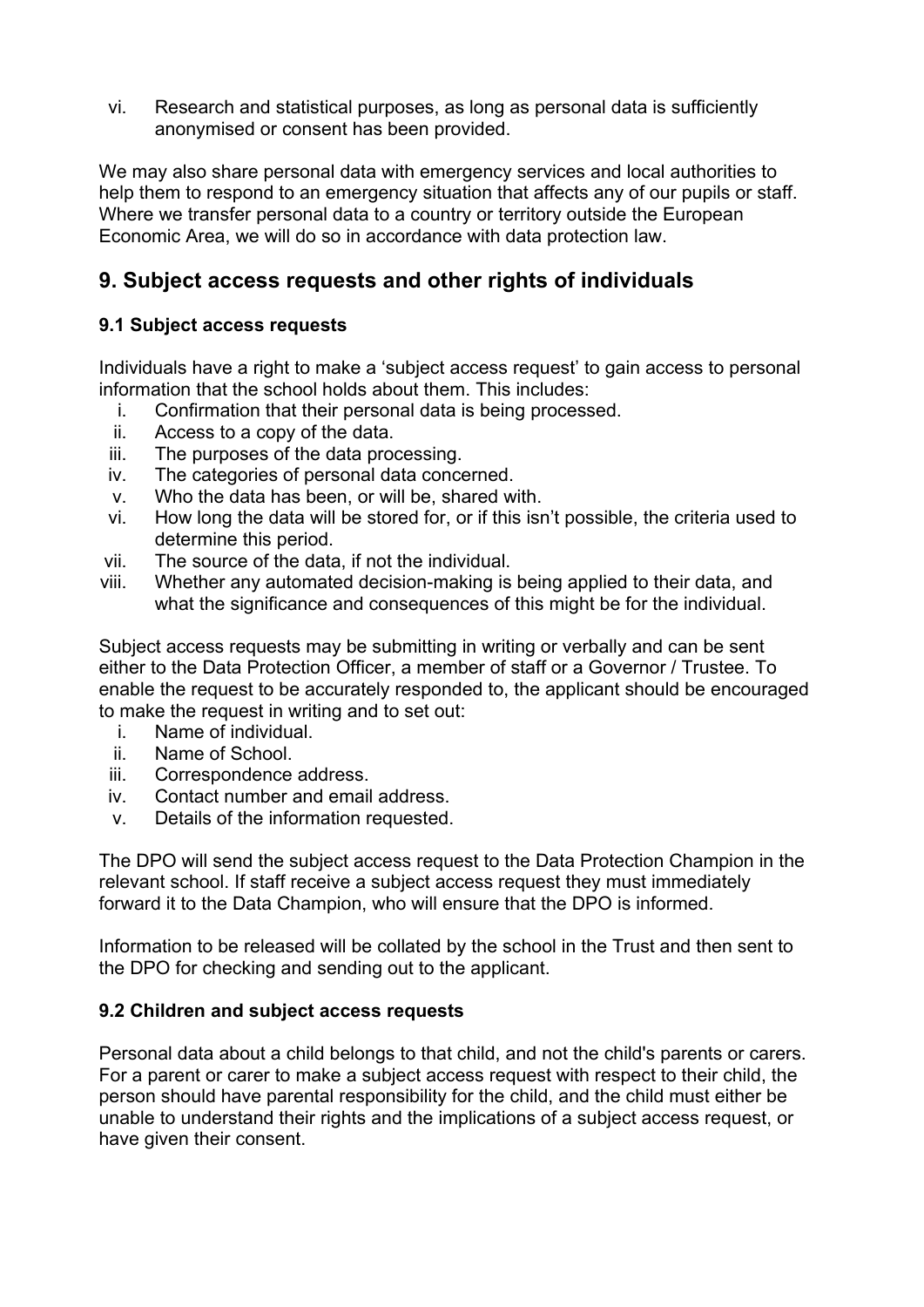vi. Research and statistical purposes, as long as personal data is sufficiently anonymised or consent has been provided.

We may also share personal data with emergency services and local authorities to help them to respond to an emergency situation that affects any of our pupils or staff. Where we transfer personal data to a country or territory outside the European Economic Area, we will do so in accordance with data protection law.

## 9. Subject access requests and other rights of individuals

### 9.1 Subject access requests

Individuals have a right to make a 'subject access request' to gain access to personal information that the school holds about them. This includes:

i. Confirmation that their personal data is being processed.
ii. Access to a copy of the data.
iii. The purposes of the data processing.
iv. The categories of personal data concerned.
v. Who the data has been, or will be, shared with.
vi. How long the data will be stored for, or if this isn't possible, the criteria used to determine this period.
vii. The source of the data, if not the individual.
viii. Whether any automated decision-making is being applied to their data, and what the significance and consequences of this might be for the individual.

Subject access requests may be submitting in writing or verbally and can be sent either to the Data Protection Officer, a member of staff or a Governor / Trustee. To enable the request to be accurately responded to, the applicant should be encouraged to make the request in writing and to set out:

i. Name of individual.
ii. Name of School.
iii. Correspondence address.
iv. Contact number and email address.
v. Details of the information requested.

The DPO will send the subject access request to the Data Protection Champion in the relevant school. If staff receive a subject access request they must immediately forward it to the Data Champion, who will ensure that the DPO is informed.

Information to be released will be collated by the school in the Trust and then sent to the DPO for checking and sending out to the applicant.

### 9.2 Children and subject access requests

Personal data about a child belongs to that child, and not the child's parents or carers. For a parent or carer to make a subject access request with respect to their child, the person should have parental responsibility for the child, and the child must either be unable to understand their rights and the implications of a subject access request, or have given their consent.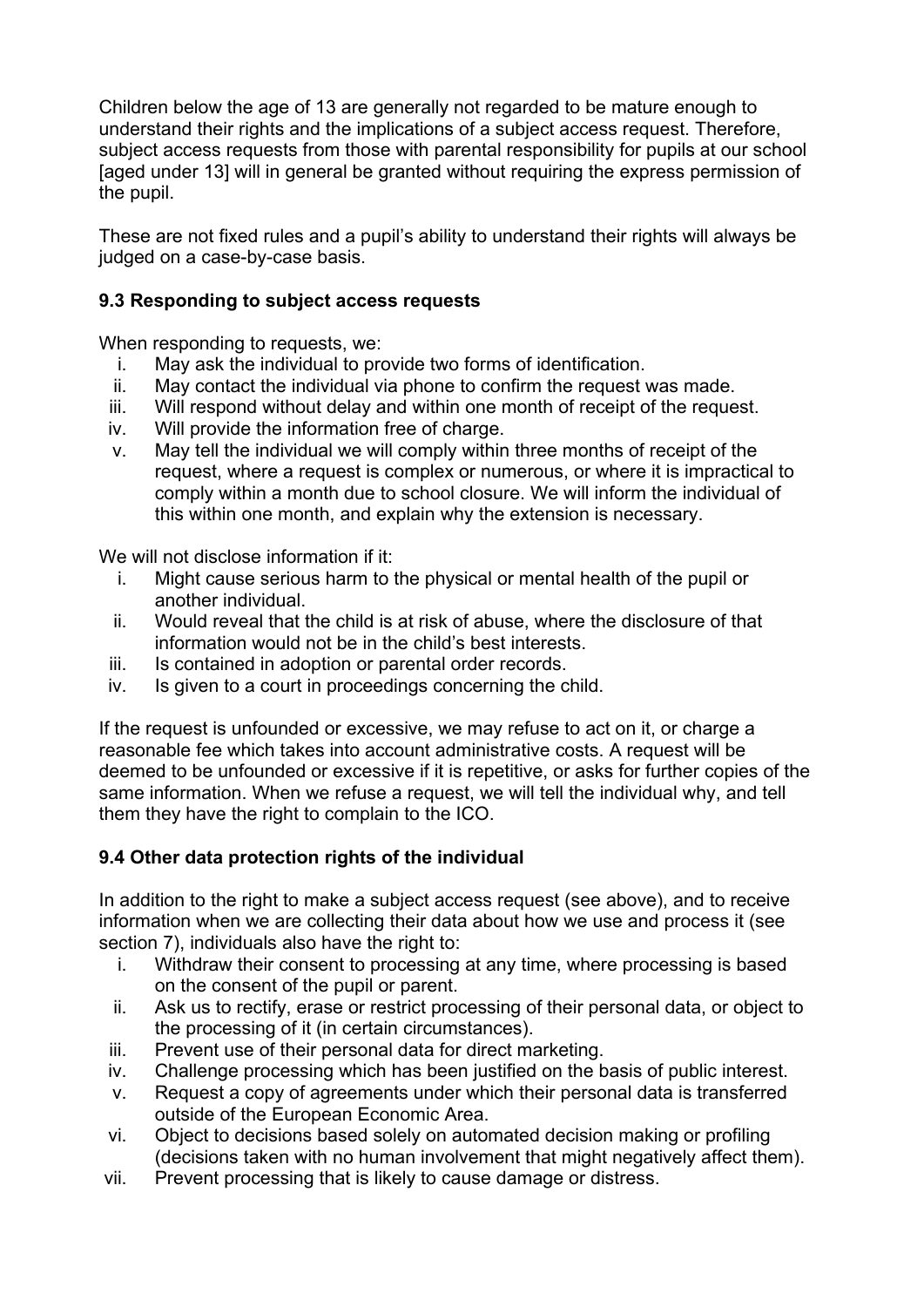Children below the age of 13 are generally not regarded to be mature enough to understand their rights and the implications of a subject access request. Therefore, subject access requests from those with parental responsibility for pupils at our school [aged under 13] will in general be granted without requiring the express permission of the pupil.

These are not fixed rules and a pupil's ability to understand their rights will always be judged on a case-by-case basis.

### 9.3 Responding to subject access requests

When responding to requests, we:

i. May ask the individual to provide two forms of identification.
ii. May contact the individual via phone to confirm the request was made.
iii. Will respond without delay and within one month of receipt of the request.
iv. Will provide the information free of charge.
v. May tell the individual we will comply within three months of receipt of the request, where a request is complex or numerous, or where it is impractical to comply within a month due to school closure. We will inform the individual of this within one month, and explain why the extension is necessary.

We will not disclose information if it:

i. Might cause serious harm to the physical or mental health of the pupil or another individual.
ii. Would reveal that the child is at risk of abuse, where the disclosure of that information would not be in the child's best interests.
iii. Is contained in adoption or parental order records.
iv. Is given to a court in proceedings concerning the child.

If the request is unfounded or excessive, we may refuse to act on it, or charge a reasonable fee which takes into account administrative costs. A request will be deemed to be unfounded or excessive if it is repetitive, or asks for further copies of the same information. When we refuse a request, we will tell the individual why, and tell them they have the right to complain to the ICO.

### 9.4 Other data protection rights of the individual

In addition to the right to make a subject access request (see above), and to receive information when we are collecting their data about how we use and process it (see section 7), individuals also have the right to:

i. Withdraw their consent to processing at any time, where processing is based on the consent of the pupil or parent.
ii. Ask us to rectify, erase or restrict processing of their personal data, or object to the processing of it (in certain circumstances).
iii. Prevent use of their personal data for direct marketing.
iv. Challenge processing which has been justified on the basis of public interest.
v. Request a copy of agreements under which their personal data is transferred outside of the European Economic Area.
vi. Object to decisions based solely on automated decision making or profiling (decisions taken with no human involvement that might negatively affect them).
vii. Prevent processing that is likely to cause damage or distress.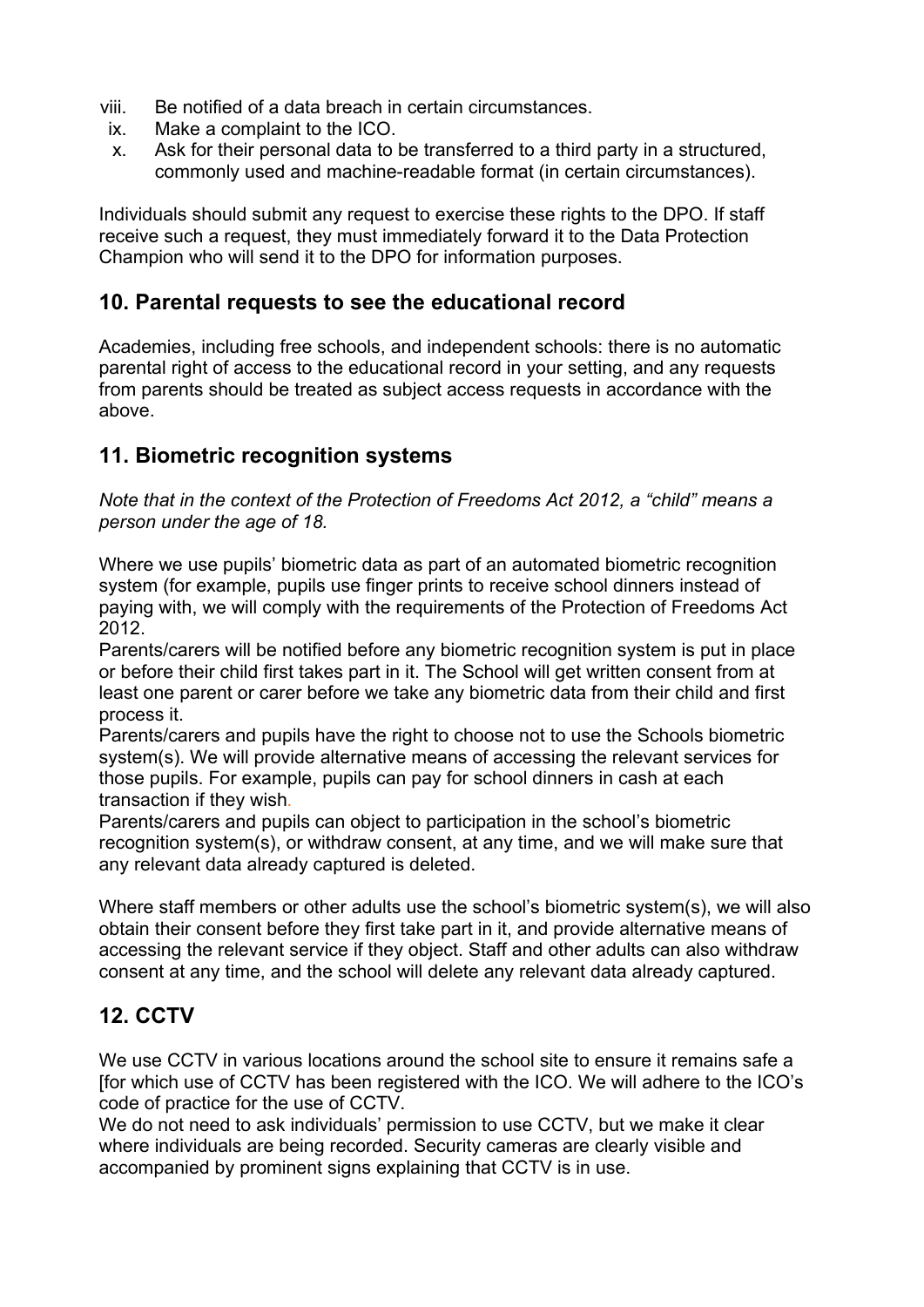viii. Be notified of a data breach in certain circumstances.
ix. Make a complaint to the ICO.
x. Ask for their personal data to be transferred to a third party in a structured, commonly used and machine-readable format (in certain circumstances).

Individuals should submit any request to exercise these rights to the DPO. If staff receive such a request, they must immediately forward it to the Data Protection Champion who will send it to the DPO for information purposes.

## 10. Parental requests to see the educational record

Academies, including free schools, and independent schools: there is no automatic parental right of access to the educational record in your setting, and any requests from parents should be treated as subject access requests in accordance with the above.

## 11. Biometric recognition systems

*Note that in the context of the Protection of Freedoms Act 2012, a "child" means a person under the age of 18.*

Where we use pupils' biometric data as part of an automated biometric recognition system (for example, pupils use finger prints to receive school dinners instead of paying with, we will comply with the requirements of the Protection of Freedoms Act 2012.

Parents/carers will be notified before any biometric recognition system is put in place or before their child first takes part in it. The School will get written consent from at least one parent or carer before we take any biometric data from their child and first process it.

Parents/carers and pupils have the right to choose not to use the Schools biometric system(s). We will provide alternative means of accessing the relevant services for those pupils. For example, pupils can pay for school dinners in cash at each transaction if they wish.

Parents/carers and pupils can object to participation in the school's biometric recognition system(s), or withdraw consent, at any time, and we will make sure that any relevant data already captured is deleted.

Where staff members or other adults use the school's biometric system(s), we will also obtain their consent before they first take part in it, and provide alternative means of accessing the relevant service if they object. Staff and other adults can also withdraw consent at any time, and the school will delete any relevant data already captured.

## 12. CCTV

We use CCTV in various locations around the school site to ensure it remains safe a [for which use of CCTV has been registered with the ICO. We will adhere to the ICO's code of practice for the use of CCTV.

We do not need to ask individuals' permission to use CCTV, but we make it clear where individuals are being recorded. Security cameras are clearly visible and accompanied by prominent signs explaining that CCTV is in use.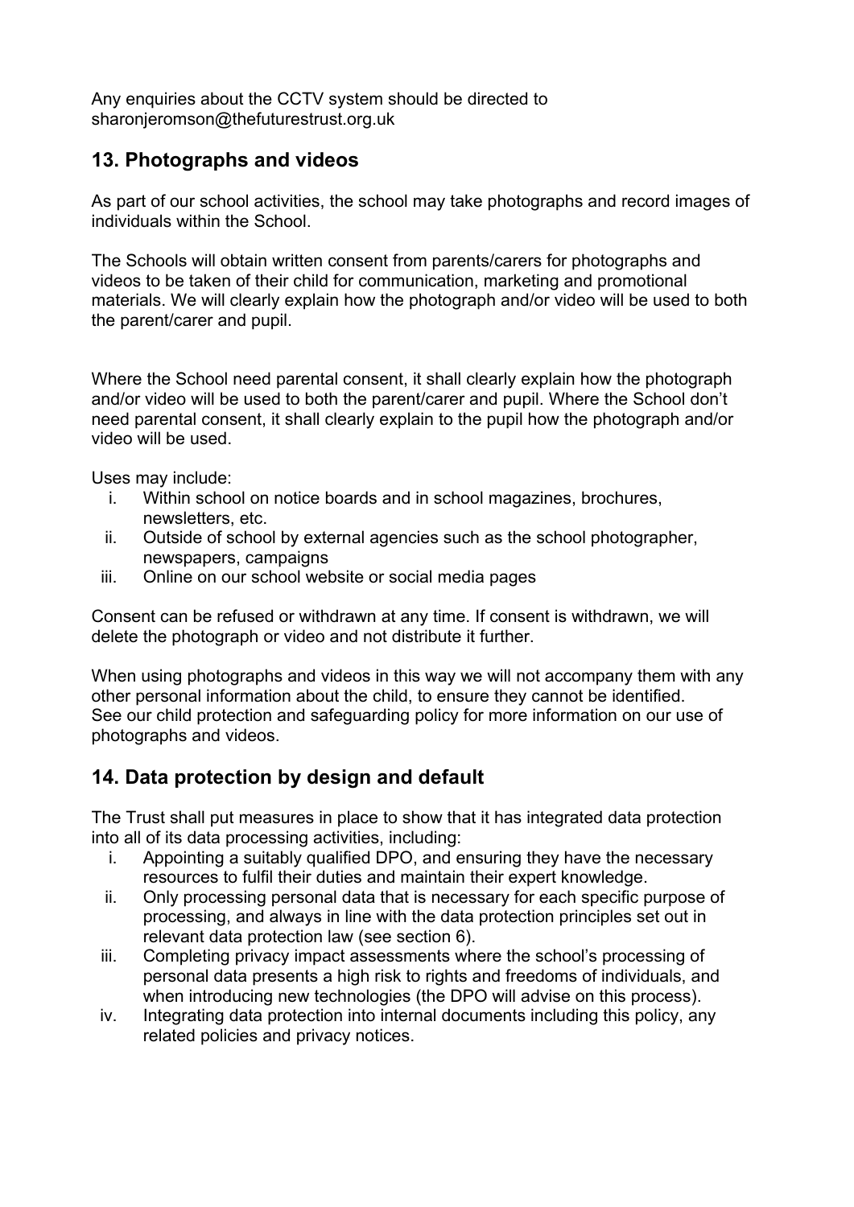Any enquiries about the CCTV system should be directed to sharonjeromson@thefuturestrust.org.uk

## 13. Photographs and videos

As part of our school activities, the school may take photographs and record images of individuals within the School.

The Schools will obtain written consent from parents/carers for photographs and videos to be taken of their child for communication, marketing and promotional materials. We will clearly explain how the photograph and/or video will be used to both the parent/carer and pupil.

Where the School need parental consent, it shall clearly explain how the photograph and/or video will be used to both the parent/carer and pupil. Where the School don't need parental consent, it shall clearly explain to the pupil how the photograph and/or video will be used.

Uses may include:

i. Within school on notice boards and in school magazines, brochures, newsletters, etc.
ii. Outside of school by external agencies such as the school photographer, newspapers, campaigns
iii. Online on our school website or social media pages

Consent can be refused or withdrawn at any time. If consent is withdrawn, we will delete the photograph or video and not distribute it further.

When using photographs and videos in this way we will not accompany them with any other personal information about the child, to ensure they cannot be identified. See our child protection and safeguarding policy for more information on our use of photographs and videos.

## 14. Data protection by design and default

The Trust shall put measures in place to show that it has integrated data protection into all of its data processing activities, including:

i. Appointing a suitably qualified DPO, and ensuring they have the necessary resources to fulfil their duties and maintain their expert knowledge.
ii. Only processing personal data that is necessary for each specific purpose of processing, and always in line with the data protection principles set out in relevant data protection law (see section 6).
iii. Completing privacy impact assessments where the school's processing of personal data presents a high risk to rights and freedoms of individuals, and when introducing new technologies (the DPO will advise on this process).
iv. Integrating data protection into internal documents including this policy, any related policies and privacy notices.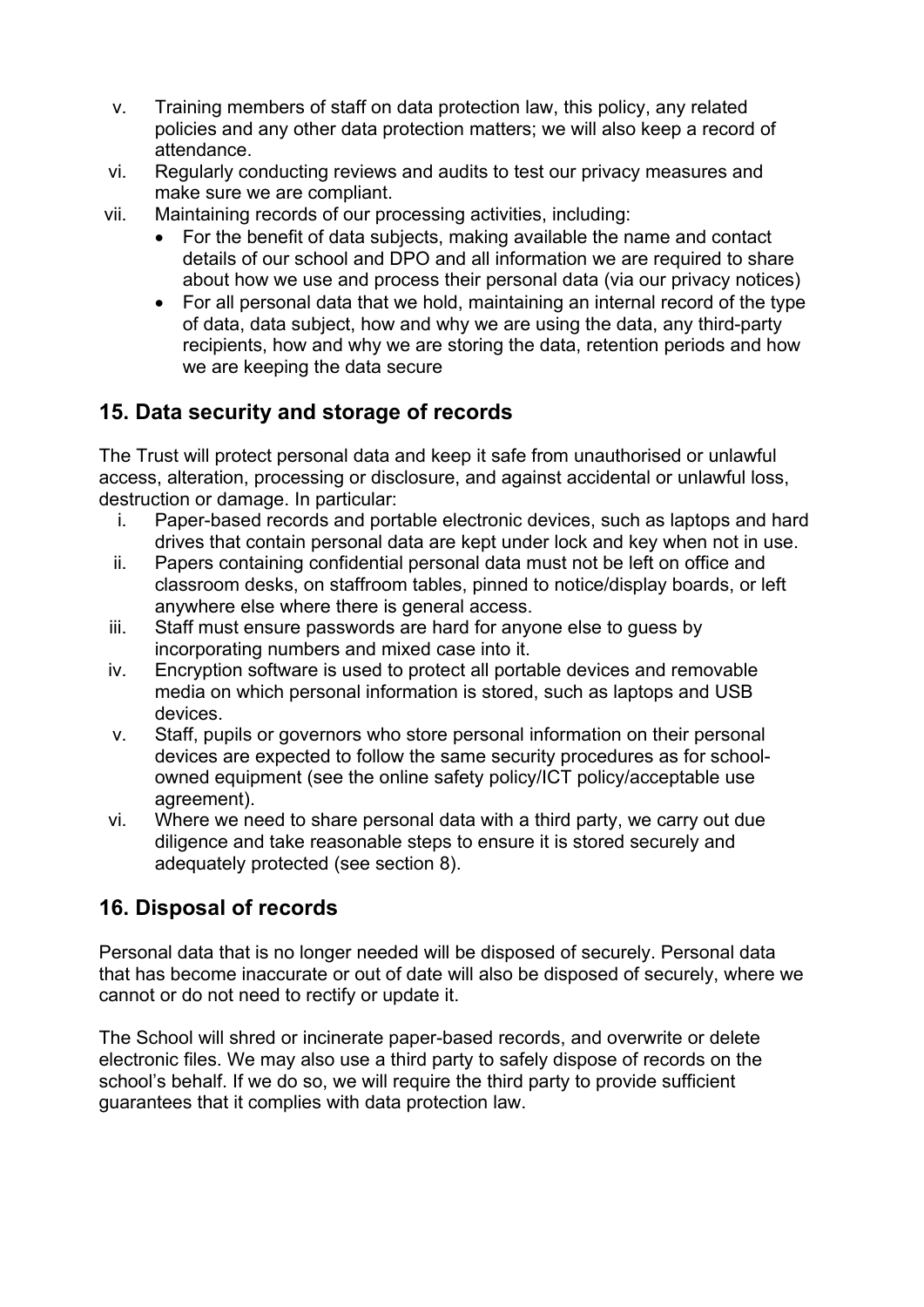v. Training members of staff on data protection law, this policy, any related policies and any other data protection matters; we will also keep a record of attendance.
vi. Regularly conducting reviews and audits to test our privacy measures and make sure we are compliant.
vii. Maintaining records of our processing activities, including:
    - For the benefit of data subjects, making available the name and contact details of our school and DPO and all information we are required to share about how we use and process their personal data (via our privacy notices)
    - For all personal data that we hold, maintaining an internal record of the type of data, data subject, how and why we are using the data, any third-party recipients, how and why we are storing the data, retention periods and how we are keeping the data secure

## 15. Data security and storage of records

The Trust will protect personal data and keep it safe from unauthorised or unlawful access, alteration, processing or disclosure, and against accidental or unlawful loss, destruction or damage. In particular:

i. Paper-based records and portable electronic devices, such as laptops and hard drives that contain personal data are kept under lock and key when not in use.
ii. Papers containing confidential personal data must not be left on office and classroom desks, on staffroom tables, pinned to notice/display boards, or left anywhere else where there is general access.
iii. Staff must ensure passwords are hard for anyone else to guess by incorporating numbers and mixed case into it.
iv. Encryption software is used to protect all portable devices and removable media on which personal information is stored, such as laptops and USB devices.
v. Staff, pupils or governors who store personal information on their personal devices are expected to follow the same security procedures as for school-owned equipment (see the online safety policy/ICT policy/acceptable use agreement).
vi. Where we need to share personal data with a third party, we carry out due diligence and take reasonable steps to ensure it is stored securely and adequately protected (see section 8).

## 16. Disposal of records

Personal data that is no longer needed will be disposed of securely. Personal data that has become inaccurate or out of date will also be disposed of securely, where we cannot or do not need to rectify or update it.

The School will shred or incinerate paper-based records, and overwrite or delete electronic files. We may also use a third party to safely dispose of records on the school's behalf. If we do so, we will require the third party to provide sufficient guarantees that it complies with data protection law.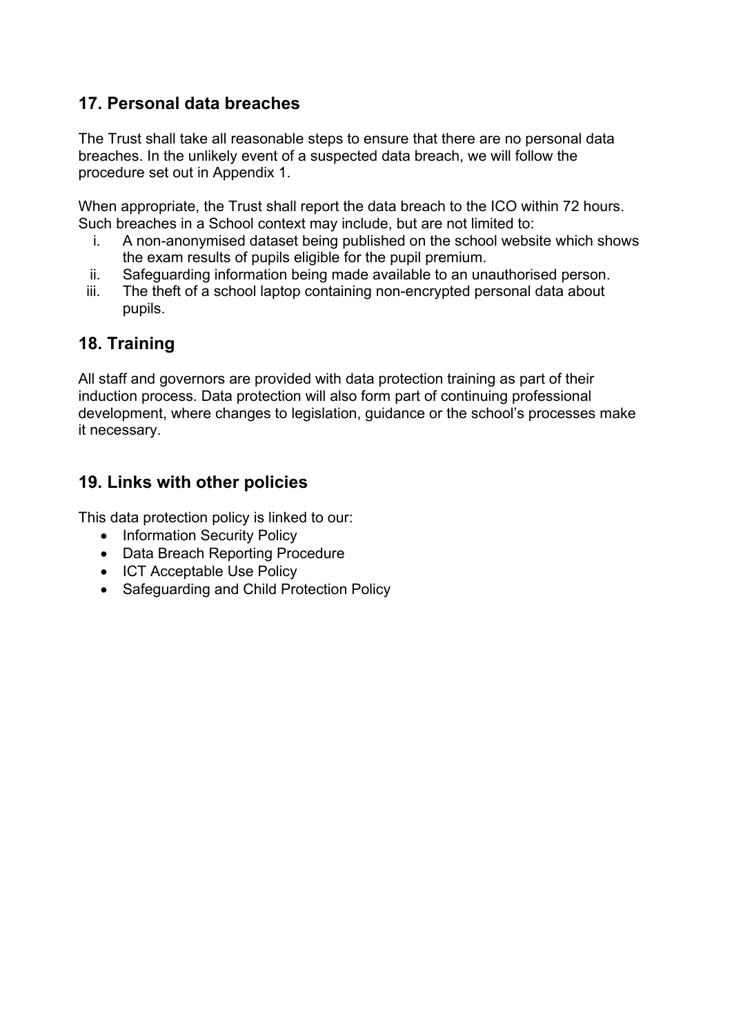## 17. Personal data breaches

The Trust shall take all reasonable steps to ensure that there are no personal data breaches. In the unlikely event of a suspected data breach, we will follow the procedure set out in Appendix 1.

When appropriate, the Trust shall report the data breach to the ICO within 72 hours. Such breaches in a School context may include, but are not limited to:

i. A non-anonymised dataset being published on the school website which shows the exam results of pupils eligible for the pupil premium.
ii. Safeguarding information being made available to an unauthorised person.
iii. The theft of a school laptop containing non-encrypted personal data about pupils.

## 18. Training

All staff and governors are provided with data protection training as part of their induction process. Data protection will also form part of continuing professional development, where changes to legislation, guidance or the school's processes make it necessary.

## 19. Links with other policies

This data protection policy is linked to our:

- Information Security Policy
- Data Breach Reporting Procedure
- ICT Acceptable Use Policy
- Safeguarding and Child Protection Policy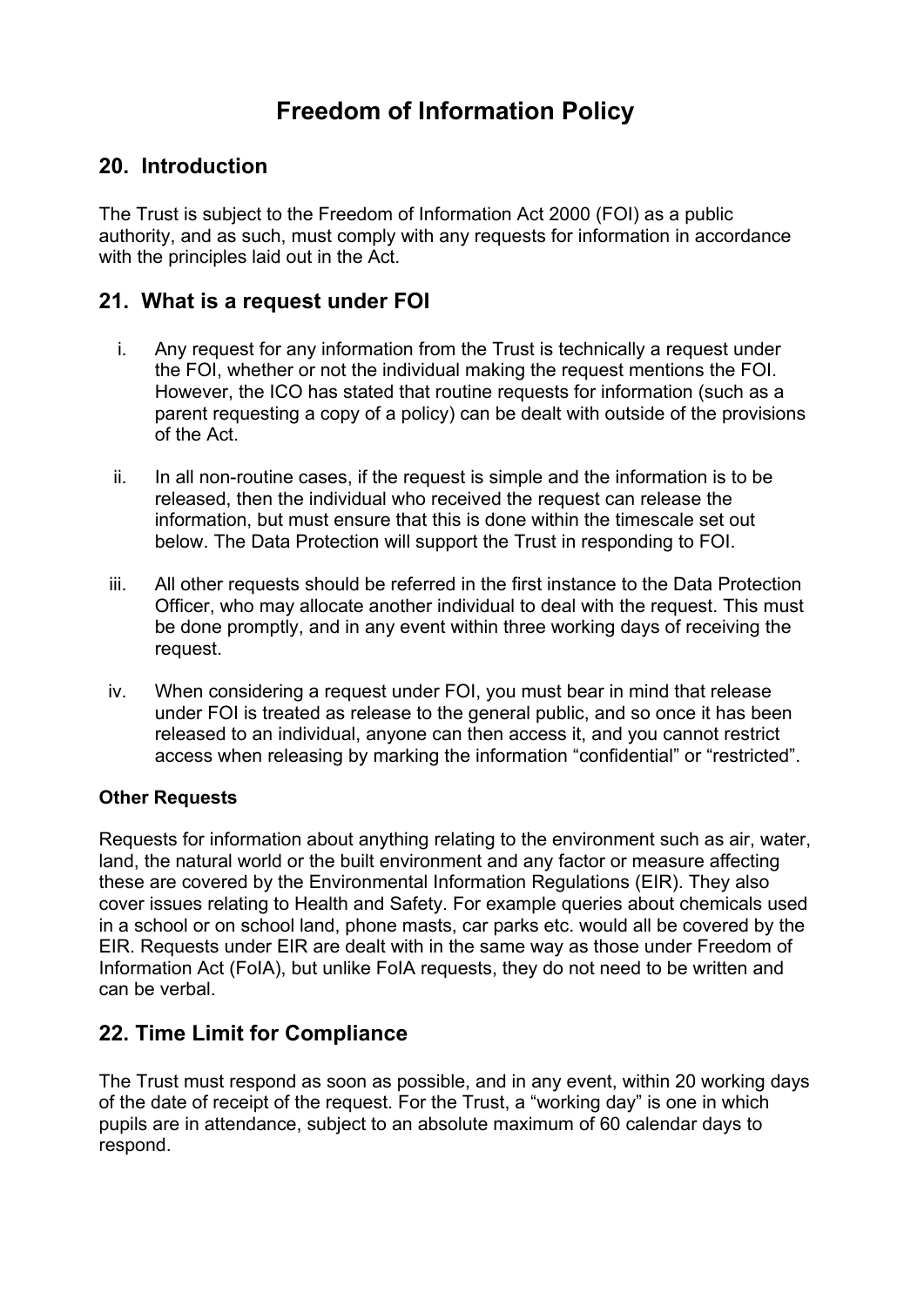# Freedom of Information Policy

## 20. Introduction

The Trust is subject to the Freedom of Information Act 2000 (FOI) as a public authority, and as such, must comply with any requests for information in accordance with the principles laid out in the Act.

## 21. What is a request under FOI

i. Any request for any information from the Trust is technically a request under the FOI, whether or not the individual making the request mentions the FOI. However, the ICO has stated that routine requests for information (such as a parent requesting a copy of a policy) can be dealt with outside of the provisions of the Act.

ii. In all non-routine cases, if the request is simple and the information is to be released, then the individual who received the request can release the information, but must ensure that this is done within the timescale set out below. The Data Protection will support the Trust in responding to FOI.

iii. All other requests should be referred in the first instance to the Data Protection Officer, who may allocate another individual to deal with the request. This must be done promptly, and in any event within three working days of receiving the request.

iv. When considering a request under FOI, you must bear in mind that release under FOI is treated as release to the general public, and so once it has been released to an individual, anyone can then access it, and you cannot restrict access when releasing by marking the information "confidential" or "restricted".

### Other Requests

Requests for information about anything relating to the environment such as air, water, land, the natural world or the built environment and any factor or measure affecting these are covered by the Environmental Information Regulations (EIR). They also cover issues relating to Health and Safety. For example queries about chemicals used in a school or on school land, phone masts, car parks etc. would all be covered by the EIR. Requests under EIR are dealt with in the same way as those under Freedom of Information Act (FoIA), but unlike FoIA requests, they do not need to be written and can be verbal.

## 22. Time Limit for Compliance

The Trust must respond as soon as possible, and in any event, within 20 working days of the date of receipt of the request. For the Trust, a "working day" is one in which pupils are in attendance, subject to an absolute maximum of 60 calendar days to respond.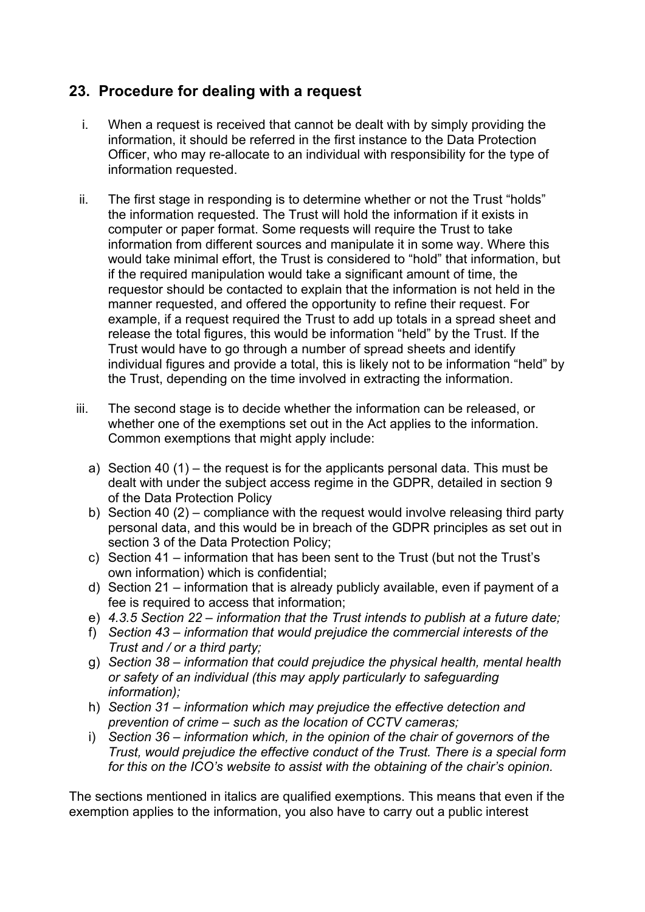## 23. Procedure for dealing with a request

i. When a request is received that cannot be dealt with by simply providing the information, it should be referred in the first instance to the Data Protection Officer, who may re-allocate to an individual with responsibility for the type of information requested.

ii. The first stage in responding is to determine whether or not the Trust "holds" the information requested. The Trust will hold the information if it exists in computer or paper format. Some requests will require the Trust to take information from different sources and manipulate it in some way. Where this would take minimal effort, the Trust is considered to "hold" that information, but if the required manipulation would take a significant amount of time, the requestor should be contacted to explain that the information is not held in the manner requested, and offered the opportunity to refine their request. For example, if a request required the Trust to add up totals in a spread sheet and release the total figures, this would be information "held" by the Trust. If the Trust would have to go through a number of spread sheets and identify individual figures and provide a total, this is likely not to be information "held" by the Trust, depending on the time involved in extracting the information.

iii. The second stage is to decide whether the information can be released, or whether one of the exemptions set out in the Act applies to the information. Common exemptions that might apply include:

   a) Section 40 (1) – the request is for the applicants personal data. This must be dealt with under the subject access regime in the GDPR, detailed in section 9 of the Data Protection Policy
   b) Section 40 (2) – compliance with the request would involve releasing third party personal data, and this would be in breach of the GDPR principles as set out in section 3 of the Data Protection Policy;
   c) Section 41 – information that has been sent to the Trust (but not the Trust's own information) which is confidential;
   d) Section 21 – information that is already publicly available, even if payment of a fee is required to access that information;
   e) *4.3.5 Section 22 – information that the Trust intends to publish at a future date;*
   f) *Section 43 – information that would prejudice the commercial interests of the Trust and / or a third party;*
   g) *Section 38 – information that could prejudice the physical health, mental health or safety of an individual (this may apply particularly to safeguarding information);*
   h) *Section 31 – information which may prejudice the effective detection and prevention of crime – such as the location of CCTV cameras;*
   i) *Section 36 – information which, in the opinion of the chair of governors of the Trust, would prejudice the effective conduct of the Trust. There is a special form for this on the ICO's website to assist with the obtaining of the chair's opinion.*

The sections mentioned in italics are qualified exemptions. This means that even if the exemption applies to the information, you also have to carry out a public interest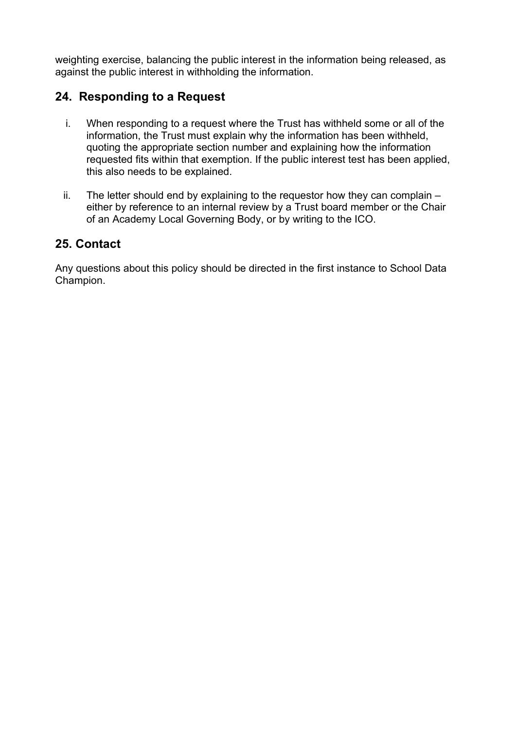weighting exercise, balancing the public interest in the information being released, as against the public interest in withholding the information.

## 24. Responding to a Request

i. When responding to a request where the Trust has withheld some or all of the information, the Trust must explain why the information has been withheld, quoting the appropriate section number and explaining how the information requested fits within that exemption. If the public interest test has been applied, this also needs to be explained.

ii. The letter should end by explaining to the requestor how they can complain – either by reference to an internal review by a Trust board member or the Chair of an Academy Local Governing Body, or by writing to the ICO.

## 25. Contact

Any questions about this policy should be directed in the first instance to School Data Champion.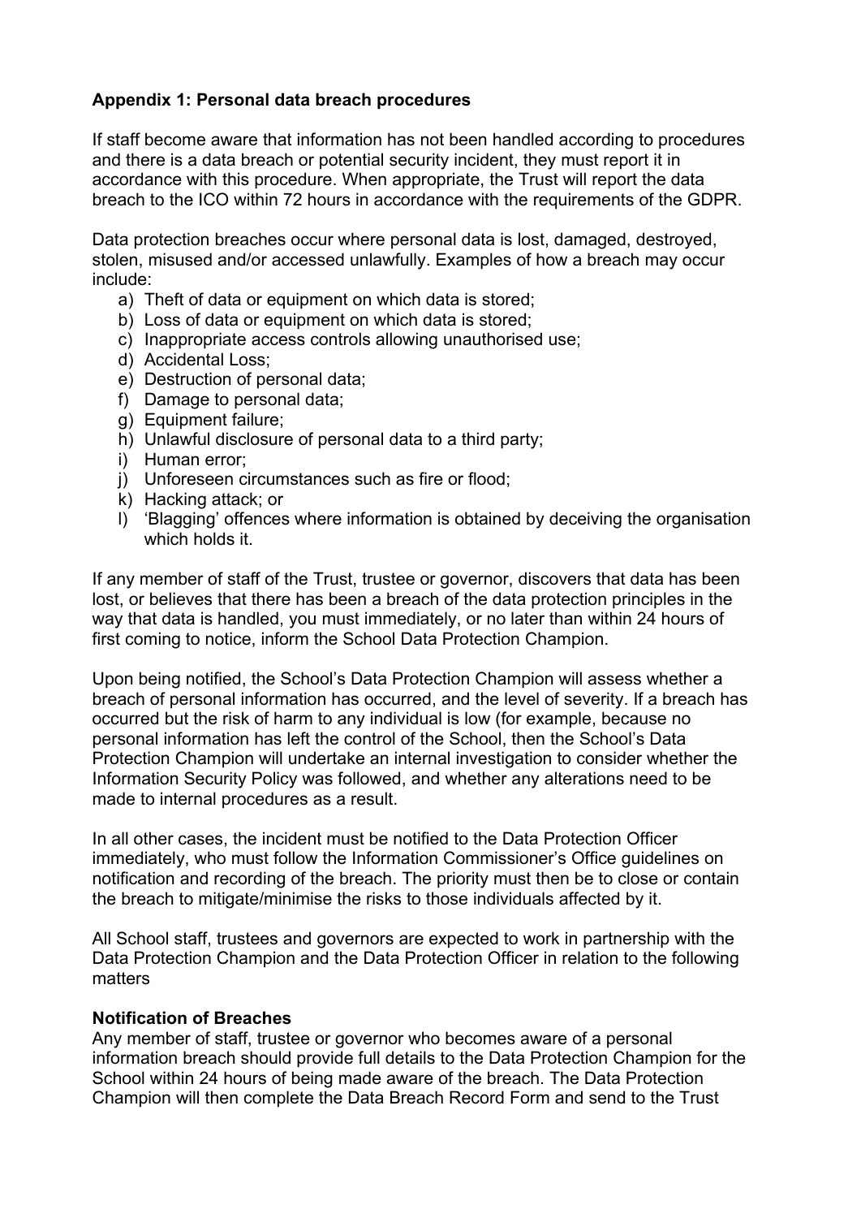**Appendix 1: Personal data breach procedures**

If staff become aware that information has not been handled according to procedures and there is a data breach or potential security incident, they must report it in accordance with this procedure. When appropriate, the Trust will report the data breach to the ICO within 72 hours in accordance with the requirements of the GDPR.

Data protection breaches occur where personal data is lost, damaged, destroyed, stolen, misused and/or accessed unlawfully. Examples of how a breach may occur include:

a) Theft of data or equipment on which data is stored;
b) Loss of data or equipment on which data is stored;
c) Inappropriate access controls allowing unauthorised use;
d) Accidental Loss;
e) Destruction of personal data;
f) Damage to personal data;
g) Equipment failure;
h) Unlawful disclosure of personal data to a third party;
i) Human error;
j) Unforeseen circumstances such as fire or flood;
k) Hacking attack; or
l) 'Blagging' offences where information is obtained by deceiving the organisation which holds it.

If any member of staff of the Trust, trustee or governor, discovers that data has been lost, or believes that there has been a breach of the data protection principles in the way that data is handled, you must immediately, or no later than within 24 hours of first coming to notice, inform the School Data Protection Champion.

Upon being notified, the School's Data Protection Champion will assess whether a breach of personal information has occurred, and the level of severity. If a breach has occurred but the risk of harm to any individual is low (for example, because no personal information has left the control of the School, then the School's Data Protection Champion will undertake an internal investigation to consider whether the Information Security Policy was followed, and whether any alterations need to be made to internal procedures as a result.

In all other cases, the incident must be notified to the Data Protection Officer immediately, who must follow the Information Commissioner's Office guidelines on notification and recording of the breach. The priority must then be to close or contain the breach to mitigate/minimise the risks to those individuals affected by it.

All School staff, trustees and governors are expected to work in partnership with the Data Protection Champion and the Data Protection Officer in relation to the following matters

**Notification of Breaches**

Any member of staff, trustee or governor who becomes aware of a personal information breach should provide full details to the Data Protection Champion for the School within 24 hours of being made aware of the breach. The Data Protection Champion will then complete the Data Breach Record Form and send to the Trust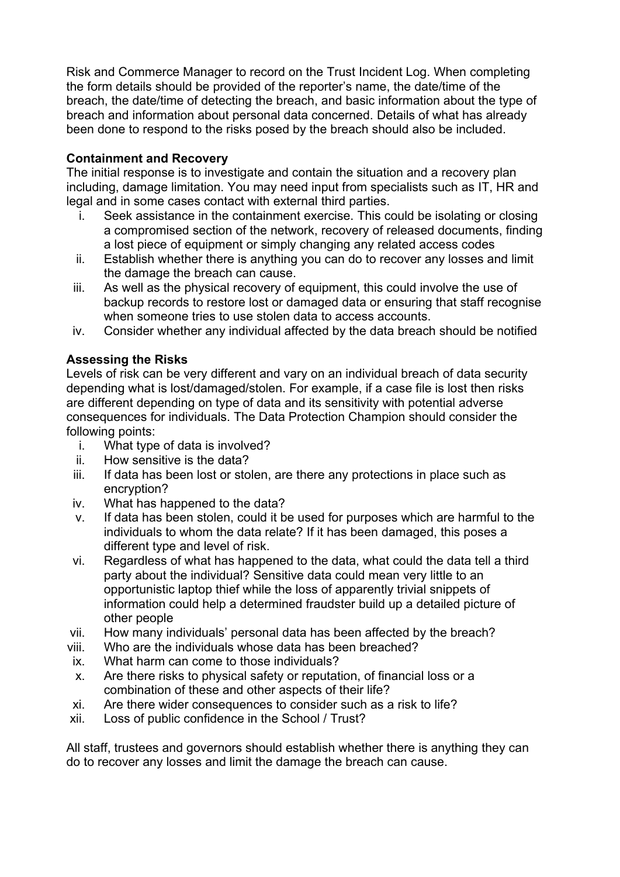Risk and Commerce Manager to record on the Trust Incident Log. When completing the form details should be provided of the reporter's name, the date/time of the breach, the date/time of detecting the breach, and basic information about the type of breach and information about personal data concerned. Details of what has already been done to respond to the risks posed by the breach should also be included.

**Containment and Recovery**

The initial response is to investigate and contain the situation and a recovery plan including, damage limitation. You may need input from specialists such as IT, HR and legal and in some cases contact with external third parties.

i. Seek assistance in the containment exercise. This could be isolating or closing a compromised section of the network, recovery of released documents, finding a lost piece of equipment or simply changing any related access codes
ii. Establish whether there is anything you can do to recover any losses and limit the damage the breach can cause.
iii. As well as the physical recovery of equipment, this could involve the use of backup records to restore lost or damaged data or ensuring that staff recognise when someone tries to use stolen data to access accounts.
iv. Consider whether any individual affected by the data breach should be notified

**Assessing the Risks**

Levels of risk can be very different and vary on an individual breach of data security depending what is lost/damaged/stolen. For example, if a case file is lost then risks are different depending on type of data and its sensitivity with potential adverse consequences for individuals. The Data Protection Champion should consider the following points:

i. What type of data is involved?
ii. How sensitive is the data?
iii. If data has been lost or stolen, are there any protections in place such as encryption?
iv. What has happened to the data?
v. If data has been stolen, could it be used for purposes which are harmful to the individuals to whom the data relate? If it has been damaged, this poses a different type and level of risk.
vi. Regardless of what has happened to the data, what could the data tell a third party about the individual? Sensitive data could mean very little to an opportunistic laptop thief while the loss of apparently trivial snippets of information could help a determined fraudster build up a detailed picture of other people
vii. How many individuals' personal data has been affected by the breach?
viii. Who are the individuals whose data has been breached?
ix. What harm can come to those individuals?
x. Are there risks to physical safety or reputation, of financial loss or a combination of these and other aspects of their life?
xi. Are there wider consequences to consider such as a risk to life?
xii. Loss of public confidence in the School / Trust?

All staff, trustees and governors should establish whether there is anything they can do to recover any losses and limit the damage the breach can cause.